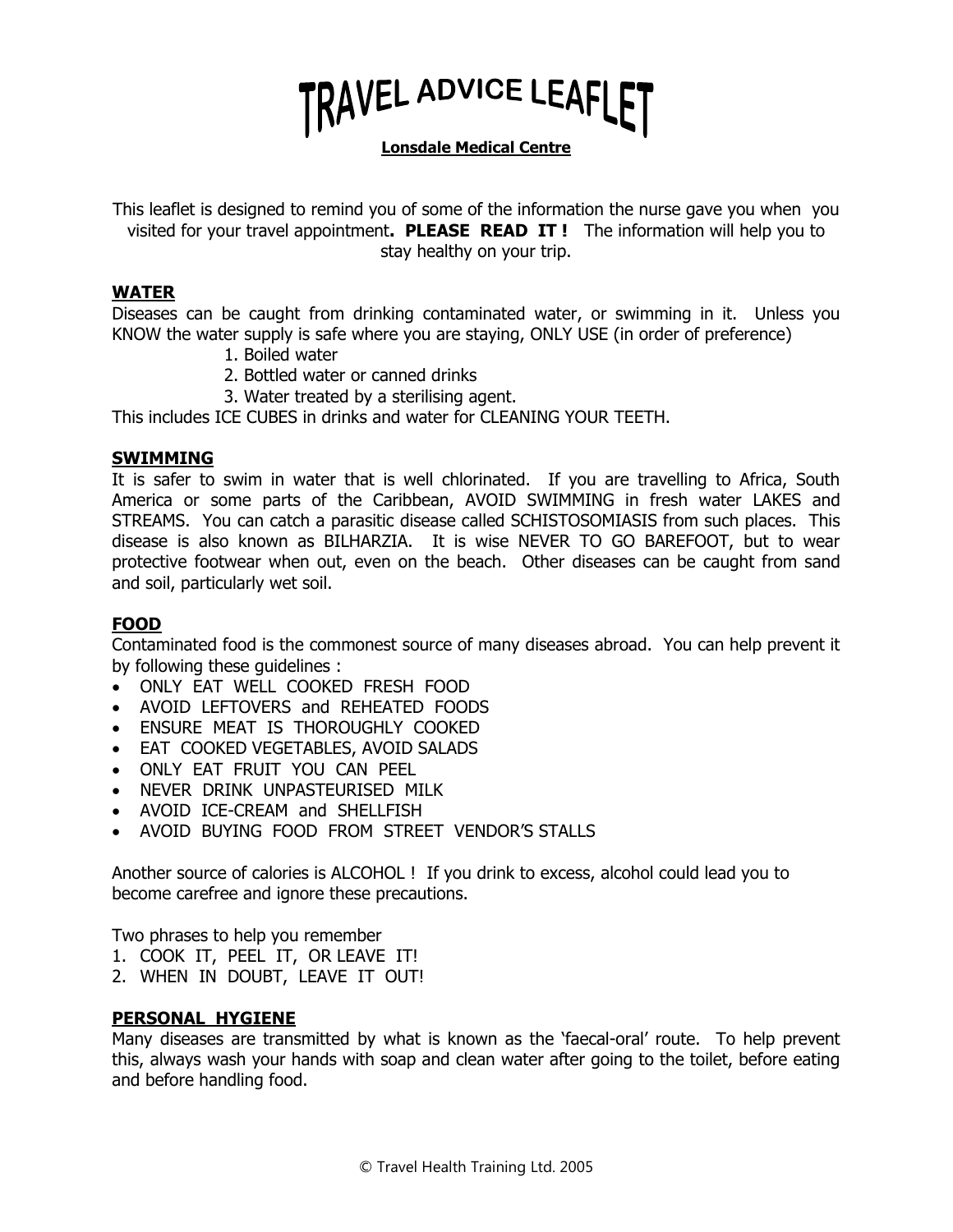# TRAVEL ADVICE LEAFLET

**Lonsdale Medical Centre**

This leaflet is designed to remind you of some of the information the nurse gave you when you visited for your travel appointment**. PLEASE READ IT !** The information will help you to stay healthy on your trip.

## WATER

Diseases can be caught from drinking contaminated water, or swimming in it. Unless you KNOW the water supply is safe where you are staying, ONLY USE (in order of preference)

1. Boiled water
2. Bottled water or canned drinks
3. Water treated by a sterilising agent.

This includes ICE CUBES in drinks and water for CLEANING YOUR TEETH.

## SWIMMING

It is safer to swim in water that is well chlorinated. If you are travelling to Africa, South America or some parts of the Caribbean, AVOID SWIMMING in fresh water LAKES and STREAMS. You can catch a parasitic disease called SCHISTOSOMIASIS from such places. This disease is also known as BILHARZIA. It is wise NEVER TO GO BAREFOOT, but to wear protective footwear when out, even on the beach. Other diseases can be caught from sand and soil, particularly wet soil.

## FOOD

Contaminated food is the commonest source of many diseases abroad. You can help prevent it by following these guidelines :

- ONLY EAT WELL COOKED FRESH FOOD
- AVOID LEFTOVERS and REHEATED FOODS
- ENSURE MEAT IS THOROUGHLY COOKED
- EAT COOKED VEGETABLES, AVOID SALADS
- ONLY EAT FRUIT YOU CAN PEEL
- NEVER DRINK UNPASTEURISED MILK
- AVOID ICE-CREAM and SHELLFISH
- AVOID BUYING FOOD FROM STREET VENDOR'S STALLS

Another source of calories is ALCOHOL ! If you drink to excess, alcohol could lead you to become carefree and ignore these precautions.

Two phrases to help you remember

1. COOK IT, PEEL IT, OR LEAVE IT!
2. WHEN IN DOUBT, LEAVE IT OUT!

## PERSONAL HYGIENE

Many diseases are transmitted by what is known as the 'faecal-oral' route. To help prevent this, always wash your hands with soap and clean water after going to the toilet, before eating and before handling food.

© Travel Health Training Ltd. 2005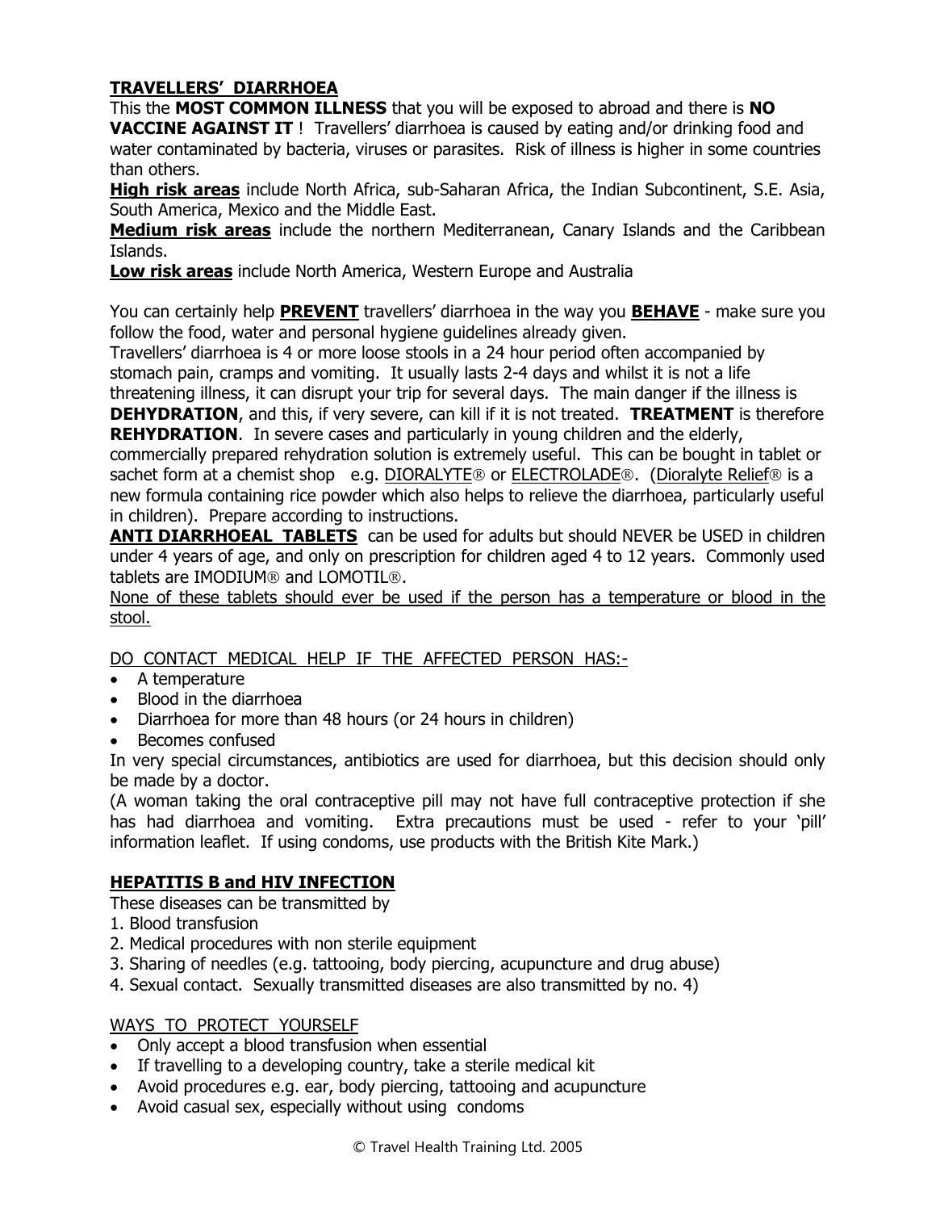## TRAVELLERS' DIARRHOEA

This the **MOST COMMON ILLNESS** that you will be exposed to abroad and there is **NO VACCINE AGAINST IT** ! Travellers' diarrhoea is caused by eating and/or drinking food and water contaminated by bacteria, viruses or parasites. Risk of illness is higher in some countries than others.

**High risk areas** include North Africa, sub-Saharan Africa, the Indian Subcontinent, S.E. Asia, South America, Mexico and the Middle East.

**Medium risk areas** include the northern Mediterranean, Canary Islands and the Caribbean Islands.

**Low risk areas** include North America, Western Europe and Australia

You can certainly help **PREVENT** travellers' diarrhoea in the way you **BEHAVE** - make sure you follow the food, water and personal hygiene guidelines already given.

Travellers' diarrhoea is 4 or more loose stools in a 24 hour period often accompanied by stomach pain, cramps and vomiting. It usually lasts 2-4 days and whilst it is not a life threatening illness, it can disrupt your trip for several days. The main danger if the illness is **DEHYDRATION**, and this, if very severe, can kill if it is not treated. **TREATMENT** is therefore **REHYDRATION**. In severe cases and particularly in young children and the elderly, commercially prepared rehydration solution is extremely useful. This can be bought in tablet or sachet form at a chemist shop e.g. DIORALYTE® or ELECTROLADE®. (Dioralyte Relief® is a new formula containing rice powder which also helps to relieve the diarrhoea, particularly useful in children). Prepare according to instructions.

**ANTI DIARRHOEAL TABLETS** can be used for adults but should NEVER be USED in children under 4 years of age, and only on prescription for children aged 4 to 12 years. Commonly used tablets are IMODIUM® and LOMOTIL®.

None of these tablets should ever be used if the person has a temperature or blood in the stool.

DO CONTACT MEDICAL HELP IF THE AFFECTED PERSON HAS:-

- A temperature
- Blood in the diarrhoea
- Diarrhoea for more than 48 hours (or 24 hours in children)
- Becomes confused

In very special circumstances, antibiotics are used for diarrhoea, but this decision should only be made by a doctor.

(A woman taking the oral contraceptive pill may not have full contraceptive protection if she has had diarrhoea and vomiting. Extra precautions must be used - refer to your 'pill' information leaflet. If using condoms, use products with the British Kite Mark.)

## HEPATITIS B and HIV INFECTION

These diseases can be transmitted by

1. Blood transfusion
2. Medical procedures with non sterile equipment
3. Sharing of needles (e.g. tattooing, body piercing, acupuncture and drug abuse)
4. Sexual contact. Sexually transmitted diseases are also transmitted by no. 4)

WAYS TO PROTECT YOURSELF

- Only accept a blood transfusion when essential
- If travelling to a developing country, take a sterile medical kit
- Avoid procedures e.g. ear, body piercing, tattooing and acupuncture
- Avoid casual sex, especially without using condoms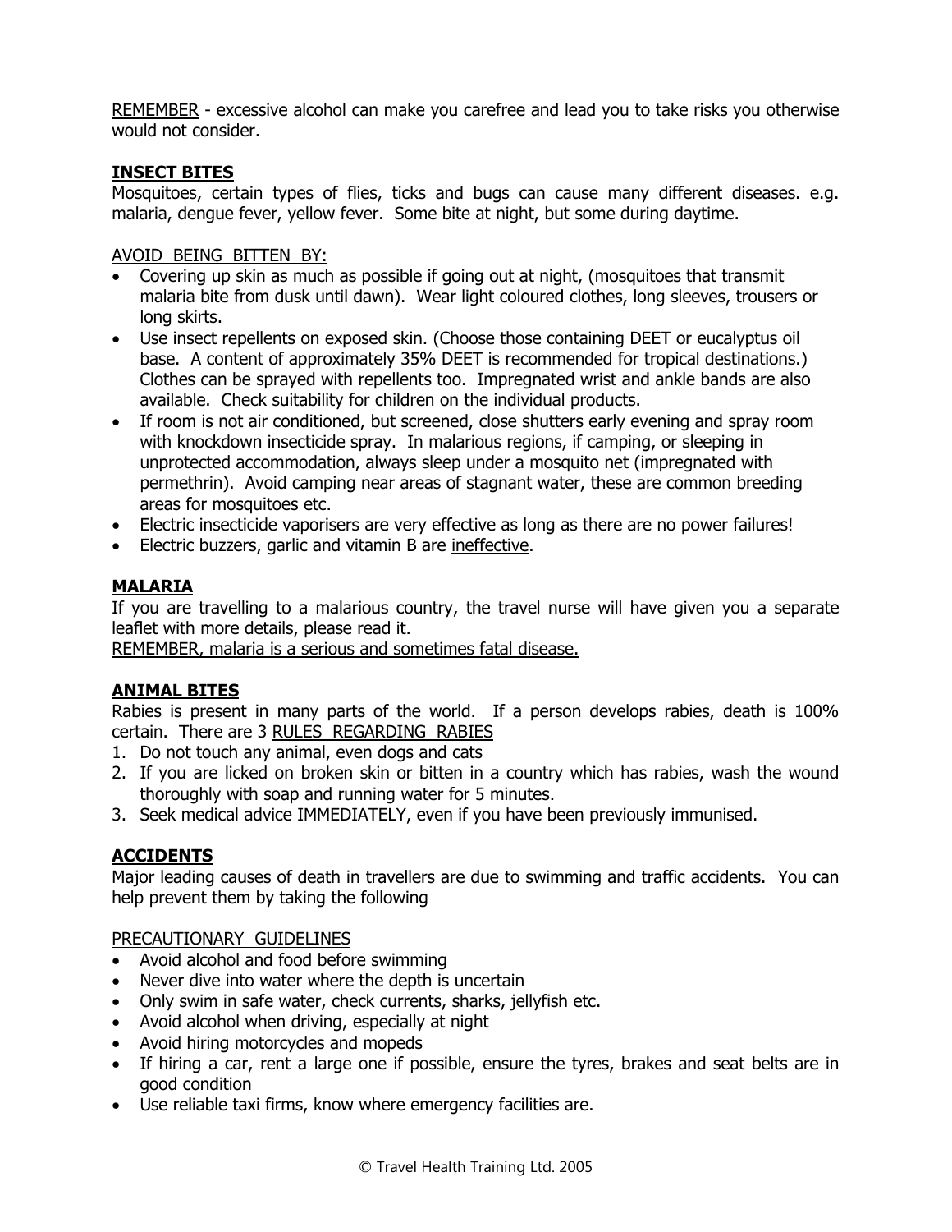<u>REMEMBER</u> - excessive alcohol can make you carefree and lead you to take risks you otherwise would not consider.

## INSECT BITES

Mosquitoes, certain types of flies, ticks and bugs can cause many different diseases. e.g. malaria, dengue fever, yellow fever. Some bite at night, but some during daytime.

<u>AVOID BEING BITTEN BY:</u>

- Covering up skin as much as possible if going out at night, (mosquitoes that transmit malaria bite from dusk until dawn). Wear light coloured clothes, long sleeves, trousers or long skirts.
- Use insect repellents on exposed skin. (Choose those containing DEET or eucalyptus oil base. A content of approximately 35% DEET is recommended for tropical destinations.) Clothes can be sprayed with repellents too. Impregnated wrist and ankle bands are also available. Check suitability for children on the individual products.
- If room is not air conditioned, but screened, close shutters early evening and spray room with knockdown insecticide spray. In malarious regions, if camping, or sleeping in unprotected accommodation, always sleep under a mosquito net (impregnated with permethrin). Avoid camping near areas of stagnant water, these are common breeding areas for mosquitoes etc.
- Electric insecticide vaporisers are very effective as long as there are no power failures!
- Electric buzzers, garlic and vitamin B are <u>ineffective</u>.

## MALARIA

If you are travelling to a malarious country, the travel nurse will have given you a separate leaflet with more details, please read it.

<u>REMEMBER, malaria is a serious and sometimes fatal disease.</u>

## ANIMAL BITES

Rabies is present in many parts of the world. If a person develops rabies, death is 100% certain. There are 3 <u>RULES REGARDING RABIES</u>

1. Do not touch any animal, even dogs and cats
2. If you are licked on broken skin or bitten in a country which has rabies, wash the wound thoroughly with soap and running water for 5 minutes.
3. Seek medical advice IMMEDIATELY, even if you have been previously immunised.

## ACCIDENTS

Major leading causes of death in travellers are due to swimming and traffic accidents. You can help prevent them by taking the following

<u>PRECAUTIONARY GUIDELINES</u>

- Avoid alcohol and food before swimming
- Never dive into water where the depth is uncertain
- Only swim in safe water, check currents, sharks, jellyfish etc.
- Avoid alcohol when driving, especially at night
- Avoid hiring motorcycles and mopeds
- If hiring a car, rent a large one if possible, ensure the tyres, brakes and seat belts are in good condition
- Use reliable taxi firms, know where emergency facilities are.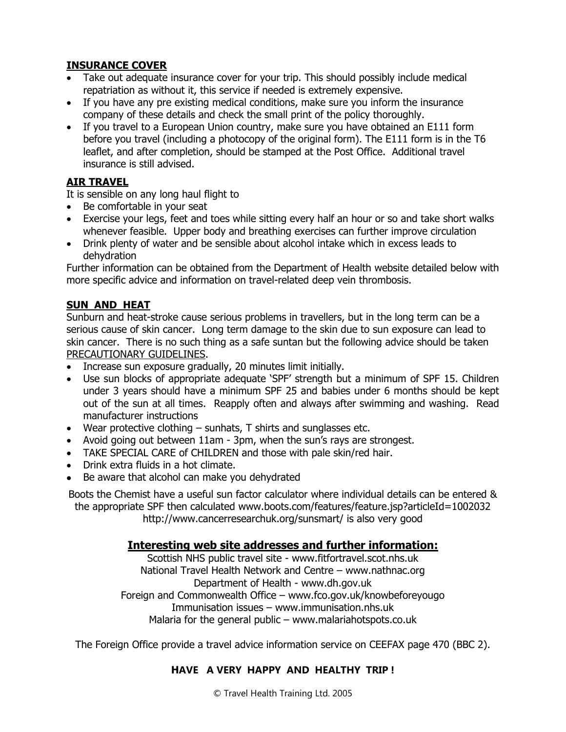## INSURANCE COVER

- Take out adequate insurance cover for your trip. This should possibly include medical repatriation as without it, this service if needed is extremely expensive.
- If you have any pre existing medical conditions, make sure you inform the insurance company of these details and check the small print of the policy thoroughly.
- If you travel to a European Union country, make sure you have obtained an E111 form before you travel (including a photocopy of the original form). The E111 form is in the T6 leaflet, and after completion, should be stamped at the Post Office. Additional travel insurance is still advised.

## AIR TRAVEL

It is sensible on any long haul flight to

- Be comfortable in your seat
- Exercise your legs, feet and toes while sitting every half an hour or so and take short walks whenever feasible. Upper body and breathing exercises can further improve circulation
- Drink plenty of water and be sensible about alcohol intake which in excess leads to dehydration

Further information can be obtained from the Department of Health website detailed below with more specific advice and information on travel-related deep vein thrombosis.

## SUN AND HEAT

Sunburn and heat-stroke cause serious problems in travellers, but in the long term can be a serious cause of skin cancer. Long term damage to the skin due to sun exposure can lead to skin cancer. There is no such thing as a safe suntan but the following advice should be taken PRECAUTIONARY GUIDELINES.

- Increase sun exposure gradually, 20 minutes limit initially.
- Use sun blocks of appropriate adequate 'SPF' strength but a minimum of SPF 15. Children under 3 years should have a minimum SPF 25 and babies under 6 months should be kept out of the sun at all times. Reapply often and always after swimming and washing. Read manufacturer instructions
- Wear protective clothing – sunhats, T shirts and sunglasses etc.
- Avoid going out between 11am - 3pm, when the sun's rays are strongest.
- TAKE SPECIAL CARE of CHILDREN and those with pale skin/red hair.
- Drink extra fluids in a hot climate.
- Be aware that alcohol can make you dehydrated

Boots the Chemist have a useful sun factor calculator where individual details can be entered & the appropriate SPF then calculated www.boots.com/features/feature.jsp?articleId=1002032 http://www.cancerresearchuk.org/sunsmart/ is also very good

## Interesting web site addresses and further information:

Scottish NHS public travel site - www.fitfortravel.scot.nhs.uk
National Travel Health Network and Centre – www.nathnac.org
Department of Health - www.dh.gov.uk
Foreign and Commonwealth Office – www.fco.gov.uk/knowbeforeyougo
Immunisation issues – www.immunisation.nhs.uk
Malaria for the general public – www.malariahotspots.co.uk

The Foreign Office provide a travel advice information service on CEEFAX page 470 (BBC 2).

**HAVE A VERY HAPPY AND HEALTHY TRIP !**

© Travel Health Training Ltd. 2005